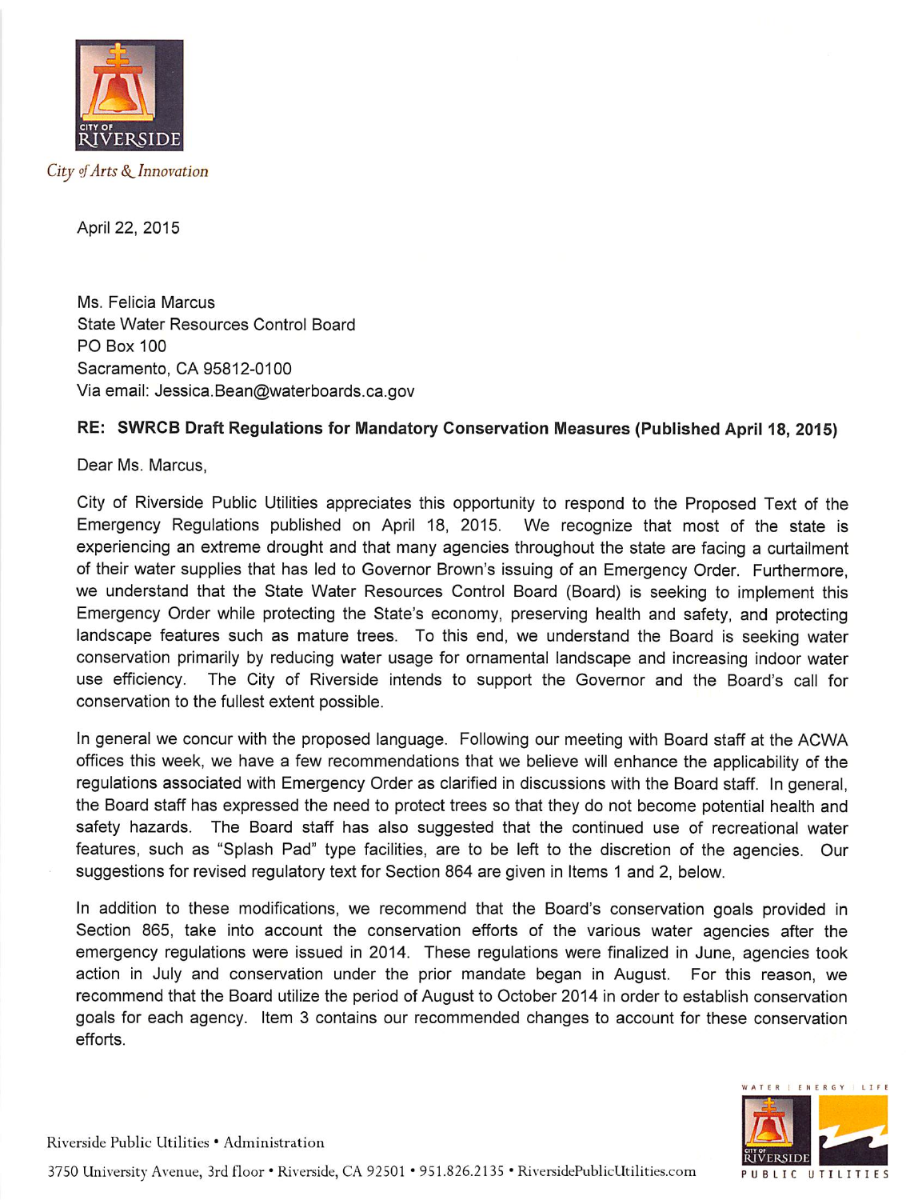*City of Arts & Innovation*

April 22, 2015

Ms. Felicia Marcus
State Water Resources Control Board
PO Box 100
Sacramento, CA 95812-0100
Via email: Jessica.Bean@waterboards.ca.gov

**RE: SWRCB Draft Regulations for Mandatory Conservation Measures (Published April 18, 2015)**

Dear Ms. Marcus,

City of Riverside Public Utilities appreciates this opportunity to respond to the Proposed Text of the Emergency Regulations published on April 18, 2015. We recognize that most of the state is experiencing an extreme drought and that many agencies throughout the state are facing a curtailment of their water supplies that has led to Governor Brown's issuing of an Emergency Order. Furthermore, we understand that the State Water Resources Control Board (Board) is seeking to implement this Emergency Order while protecting the State's economy, preserving health and safety, and protecting landscape features such as mature trees. To this end, we understand the Board is seeking water conservation primarily by reducing water usage for ornamental landscape and increasing indoor water use efficiency. The City of Riverside intends to support the Governor and the Board's call for conservation to the fullest extent possible.

In general we concur with the proposed language. Following our meeting with Board staff at the ACWA offices this week, we have a few recommendations that we believe will enhance the applicability of the regulations associated with Emergency Order as clarified in discussions with the Board staff. In general, the Board staff has expressed the need to protect trees so that they do not become potential health and safety hazards. The Board staff has also suggested that the continued use of recreational water features, such as "Splash Pad" type facilities, are to be left to the discretion of the agencies. Our suggestions for revised regulatory text for Section 864 are given in Items 1 and 2, below.

In addition to these modifications, we recommend that the Board's conservation goals provided in Section 865, take into account the conservation efforts of the various water agencies after the emergency regulations were issued in 2014. These regulations were finalized in June, agencies took action in July and conservation under the prior mandate began in August. For this reason, we recommend that the Board utilize the period of August to October 2014 in order to establish conservation goals for each agency. Item 3 contains our recommended changes to account for these conservation efforts.

Riverside Public Utilities • Administration
3750 University Avenue, 3rd floor • Riverside, CA 92501 • 951.826.2135 • RiversidePublicUtilities.com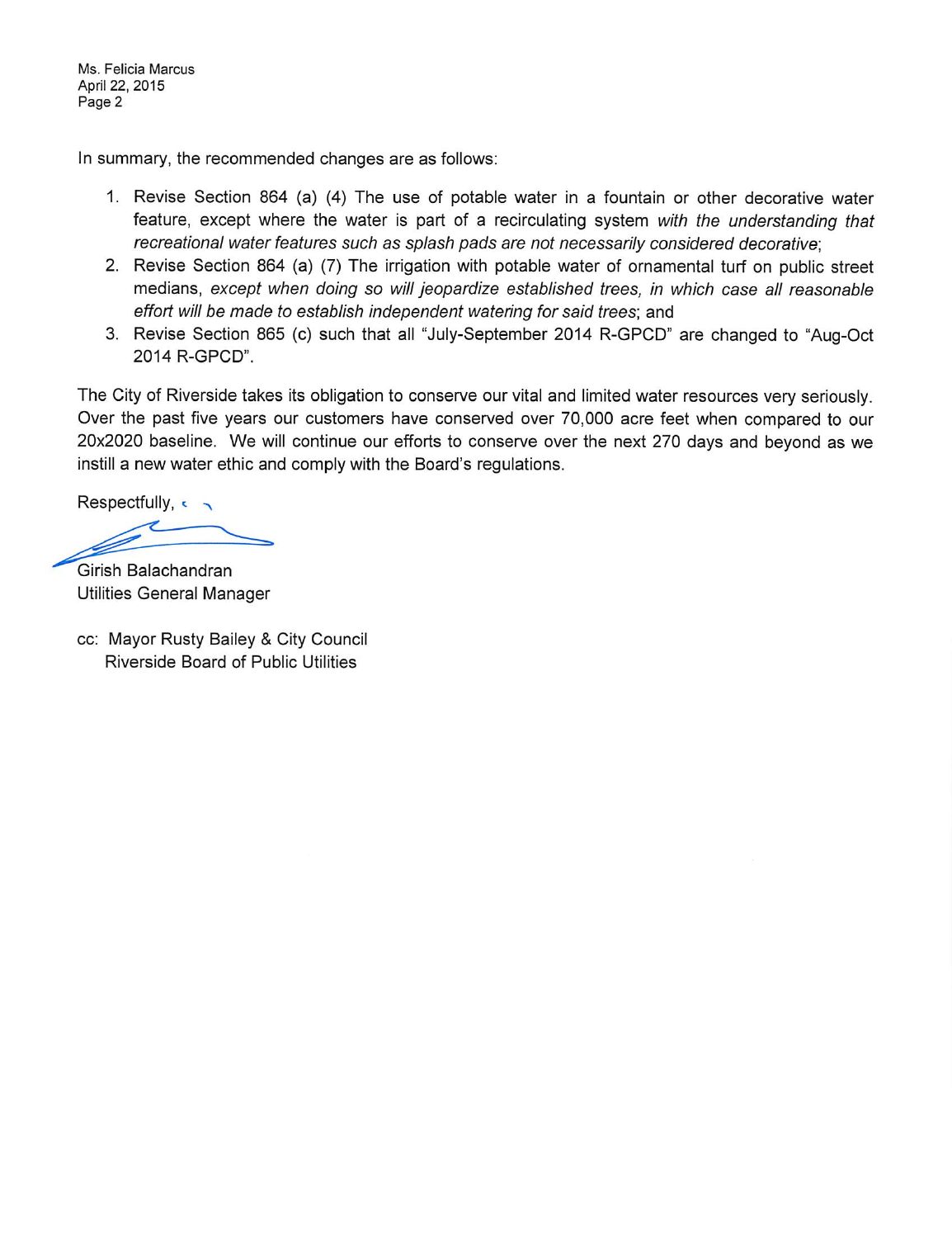In summary, the recommended changes are as follows:

1. Revise Section 864 (a) (4) The use of potable water in a fountain or other decorative water feature, except where the water is part of a recirculating system *with the understanding that recreational water features such as splash pads are not necessarily considered decorative*;
2. Revise Section 864 (a) (7) The irrigation with potable water of ornamental turf on public street medians, *except when doing so will jeopardize established trees, in which case all reasonable effort will be made to establish independent watering for said trees*; and
3. Revise Section 865 (c) such that all "July-September 2014 R-GPCD" are changed to "Aug-Oct 2014 R-GPCD".

The City of Riverside takes its obligation to conserve our vital and limited water resources very seriously. Over the past five years our customers have conserved over 70,000 acre feet when compared to our 20x2020 baseline. We will continue our efforts to conserve over the next 270 days and beyond as we instill a new water ethic and comply with the Board's regulations.

Respectfully,

Girish Balachandran
Utilities General Manager

cc: Mayor Rusty Bailey & City Council
Riverside Board of Public Utilities